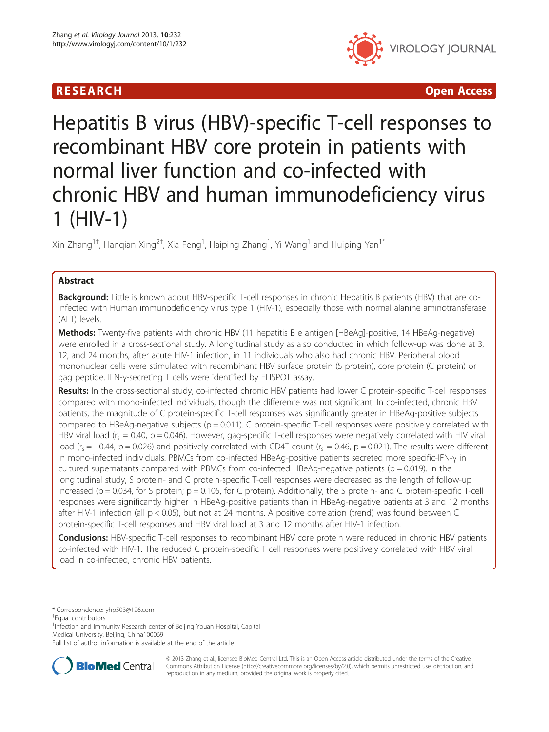RESEARCH Open Access

# Hepatitis B virus (HBV)-specific T-cell responses to recombinant HBV core protein in patients with normal liver function and co-infected with chronic HBV and human immunodeficiency virus 1 (HIV-1)

Xin Zhang[1†], Hanqian Xing[2†], Xia Feng[1], Haiping Zhang[1], Yi Wang[1] and Huiping Yan[1*]

## Abstract

**Background:** Little is known about HBV-specific T-cell responses in chronic Hepatitis B patients (HBV) that are co-infected with Human immunodeficiency virus type 1 (HIV-1), especially those with normal alanine aminotransferase (ALT) levels.

**Methods:** Twenty-five patients with chronic HBV (11 hepatitis B e antigen [HBeAg]-positive, 14 HBeAg-negative) were enrolled in a cross-sectional study. A longitudinal study as also conducted in which follow-up was done at 3, 12, and 24 months, after acute HIV-1 infection, in 11 individuals who also had chronic HBV. Peripheral blood mononuclear cells were stimulated with recombinant HBV surface protein (S protein), core protein (C protein) or gag peptide. IFN-γ-secreting T cells were identified by ELISPOT assay.

**Results:** In the cross-sectional study, co-infected chronic HBV patients had lower C protein-specific T-cell responses compared with mono-infected individuals, though the difference was not significant. In co-infected, chronic HBV patients, the magnitude of C protein-specific T-cell responses was significantly greater in HBeAg-positive subjects compared to HBeAg-negative subjects ($p = 0.011$). C protein-specific T-cell responses were positively correlated with HBV viral load ($r_s = 0.40$, $p = 0.046$). However, gag-specific T-cell responses were negatively correlated with HIV viral load ($r_s = -0.44$, $p = 0.026$) and positively correlated with $CD4^+$ count ($r_s = 0.46$, $p = 0.021$). The results were different in mono-infected individuals. PBMCs from co-infected HBeAg-positive patients secreted more specific-IFN-γ in cultured supernatants compared with PBMCs from co-infected HBeAg-negative patients ($p = 0.019$). In the longitudinal study, S protein- and C protein-specific T-cell responses were decreased as the length of follow-up increased ($p = 0.034$, for S protein; $p = 0.105$, for C protein). Additionally, the S protein- and C protein-specific T-cell responses were significantly higher in HBeAg-positive patients than in HBeAg-negative patients at 3 and 12 months after HIV-1 infection (all $p < 0.05$), but not at 24 months. A positive correlation (trend) was found between C protein-specific T-cell responses and HBV viral load at 3 and 12 months after HIV-1 infection.

**Conclusions:** HBV-specific T-cell responses to recombinant HBV core protein were reduced in chronic HBV patients co-infected with HIV-1. The reduced C protein-specific T cell responses were positively correlated with HBV viral load in co-infected, chronic HBV patients.

* Correspondence: yhp503@126.com
† Equal contributors
[1] Infection and Immunity Research center of Beijing Youan Hospital, Capital Medical University, Beijing, China100069
Full list of author information is available at the end of the article

© 2013 Zhang et al.; licensee BioMed Central Ltd. This is an Open Access article distributed under the terms of the Creative Commons Attribution License (http://creativecommons.org/licenses/by/2.0), which permits unrestricted use, distribution, and reproduction in any medium, provided the original work is properly cited.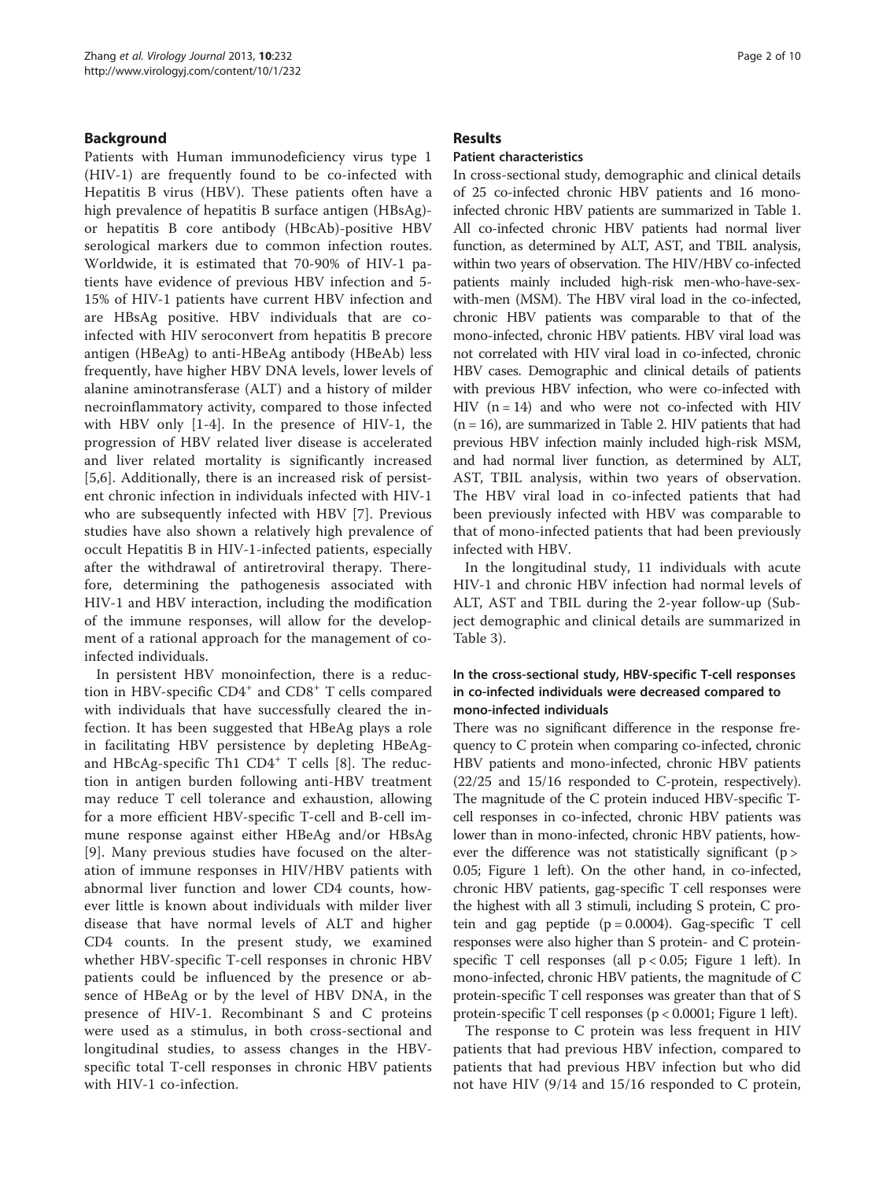## Background

Patients with Human immunodeficiency virus type 1 (HIV-1) are frequently found to be co-infected with Hepatitis B virus (HBV). These patients often have a high prevalence of hepatitis B surface antigen (HBsAg)- or hepatitis B core antibody (HBcAb)-positive HBV serological markers due to common infection routes. Worldwide, it is estimated that 70-90% of HIV-1 patients have evidence of previous HBV infection and 5-15% of HIV-1 patients have current HBV infection and are HBsAg positive. HBV individuals that are co-infected with HIV seroconvert from hepatitis B precore antigen (HBeAg) to anti-HBeAg antibody (HBeAb) less frequently, have higher HBV DNA levels, lower levels of alanine aminotransferase (ALT) and a history of milder necroinflammatory activity, compared to those infected with HBV only [1-4]. In the presence of HIV-1, the progression of HBV related liver disease is accelerated and liver related mortality is significantly increased [5,6]. Additionally, there is an increased risk of persistent chronic infection in individuals infected with HIV-1 who are subsequently infected with HBV [7]. Previous studies have also shown a relatively high prevalence of occult Hepatitis B in HIV-1-infected patients, especially after the withdrawal of antiretroviral therapy. Therefore, determining the pathogenesis associated with HIV-1 and HBV interaction, including the modification of the immune responses, will allow for the development of a rational approach for the management of co-infected individuals.

In persistent HBV monoinfection, there is a reduction in HBV-specific $CD4^+$ and $CD8^+$ T cells compared with individuals that have successfully cleared the infection. It has been suggested that HBeAg plays a role in facilitating HBV persistence by depleting HBeAg- and HBcAg-specific Th1 $CD4^+$ T cells [8]. The reduction in antigen burden following anti-HBV treatment may reduce T cell tolerance and exhaustion, allowing for a more efficient HBV-specific T-cell and B-cell immune response against either HBeAg and/or HBsAg [9]. Many previous studies have focused on the alteration of immune responses in HIV/HBV patients with abnormal liver function and lower CD4 counts, however little is known about individuals with milder liver disease that have normal levels of ALT and higher CD4 counts. In the present study, we examined whether HBV-specific T-cell responses in chronic HBV patients could be influenced by the presence or absence of HBeAg or by the level of HBV DNA, in the presence of HIV-1. Recombinant S and C proteins were used as a stimulus, in both cross-sectional and longitudinal studies, to assess changes in the HBV-specific total T-cell responses in chronic HBV patients with HIV-1 co-infection.

## Results

### Patient characteristics

In cross-sectional study, demographic and clinical details of 25 co-infected chronic HBV patients and 16 mono-infected chronic HBV patients are summarized in Table 1. All co-infected chronic HBV patients had normal liver function, as determined by ALT, AST, and TBIL analysis, within two years of observation. The HIV/HBV co-infected patients mainly included high-risk men-who-have-sex-with-men (MSM). The HBV viral load in the co-infected, chronic HBV patients was comparable to that of the mono-infected, chronic HBV patients. HBV viral load was not correlated with HIV viral load in co-infected, chronic HBV cases. Demographic and clinical details of patients with previous HBV infection, who were co-infected with HIV ($n = 14$) and who were not co-infected with HIV ($n = 16$), are summarized in Table 2. HIV patients that had previous HBV infection mainly included high-risk MSM, and had normal liver function, as determined by ALT, AST, TBIL analysis, within two years of observation. The HBV viral load in co-infected patients that had been previously infected with HBV was comparable to that of mono-infected patients that had been previously infected with HBV.

In the longitudinal study, 11 individuals with acute HIV-1 and chronic HBV infection had normal levels of ALT, AST and TBIL during the 2-year follow-up (Subject demographic and clinical details are summarized in Table 3).

### In the cross-sectional study, HBV-specific T-cell responses in co-infected individuals were decreased compared to mono-infected individuals

There was no significant difference in the response frequency to C protein when comparing co-infected, chronic HBV patients and mono-infected, chronic HBV patients (22/25 and 15/16 responded to C-protein, respectively). The magnitude of the C protein induced HBV-specific T-cell responses in co-infected, chronic HBV patients was lower than in mono-infected, chronic HBV patients, however the difference was not statistically significant ($p > 0.05$; Figure 1 left). On the other hand, in co-infected, chronic HBV patients, gag-specific T cell responses were the highest with all 3 stimuli, including S protein, C protein and gag peptide ($p = 0.0004$). Gag-specific T cell responses were also higher than S protein- and C protein-specific T cell responses (all $p < 0.05$; Figure 1 left). In mono-infected, chronic HBV patients, the magnitude of C protein-specific T cell responses was greater than that of S protein-specific T cell responses ($p < 0.0001$; Figure 1 left).

The response to C protein was less frequent in HIV patients that had previous HBV infection, compared to patients that had previous HBV infection but who did not have HIV (9/14 and 15/16 responded to C protein,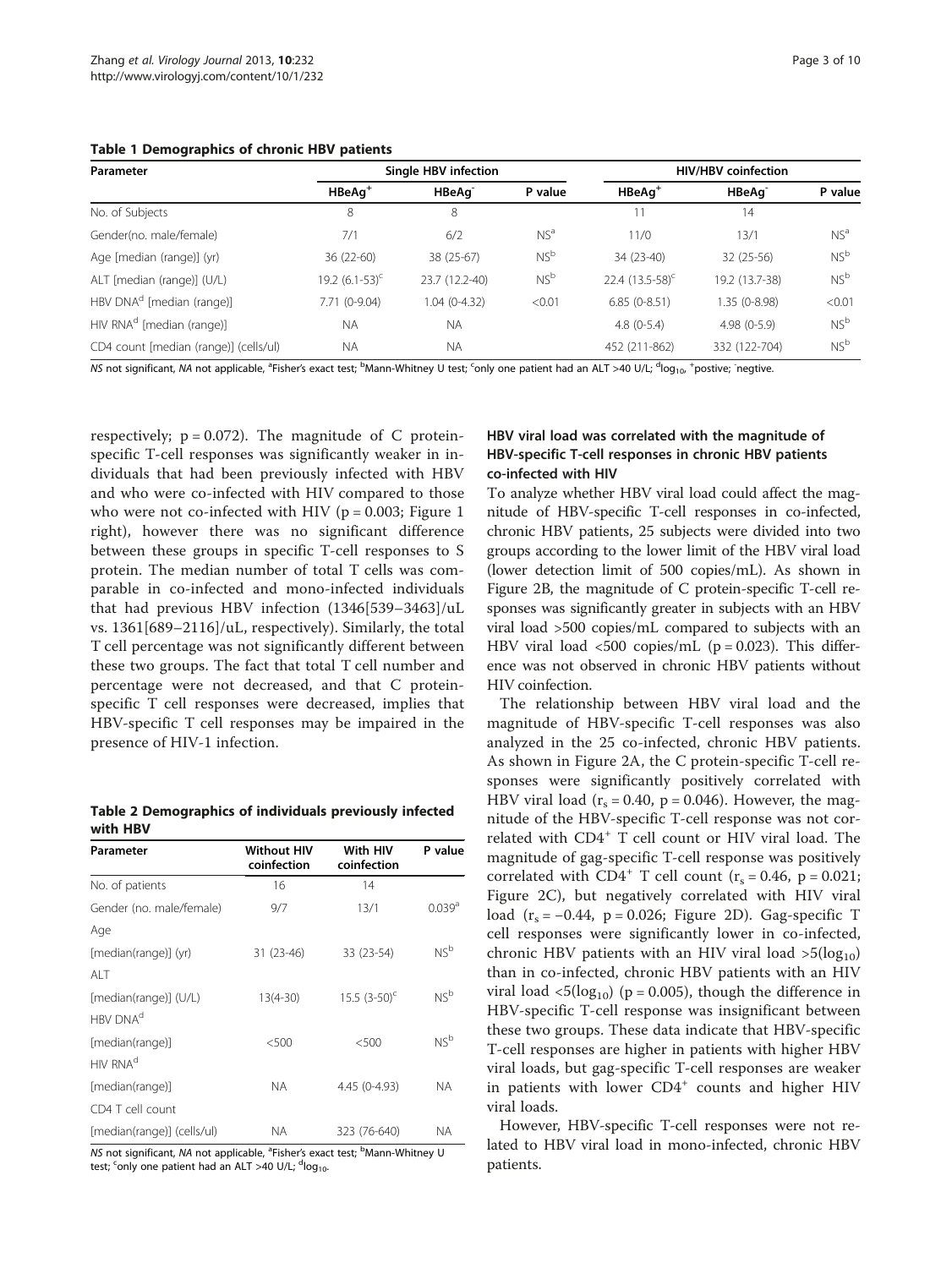**Table 1 Demographics of chronic HBV patients**

| Parameter | Single HBV infection | | | HIV/HBV coinfection | | |
|---|---|---|---|---|---|---|
| | HBeAg[+] | HBeAg[-] | P value | HBeAg[+] | HBeAg[-] | P value |
| No. of Subjects | 8 | 8 | | 11 | 14 | |
| Gender(no. male/female) | 7/1 | 6/2 | NS[a] | 11/0 | 13/1 | NS[a] |
| Age [median (range)] (yr) | 36 (22-60) | 38 (25-67) | NS[b] | 34 (23-40) | 32 (25-56) | NS[b] |
| ALT [median (range)] (U/L) | 19.2 (6.1-53)[c] | 23.7 (12.2-40) | NS[b] | 22.4 (13.5-58)[c] | 19.2 (13.7-38) | NS[b] |
| HBV DNA[d] [median (range)] | 7.71 (0-9.04) | 1.04 (0-4.32) | <0.01 | 6.85 (0-8.51) | 1.35 (0-8.98) | <0.01 |
| HIV RNA[d] [median (range)] | NA | NA | | 4.8 (0-5.4) | 4.98 (0-5.9) | NS[b] |
| CD4 count [median (range)] (cells/ul) | NA | NA | | 452 (211-862) | 332 (122-704) | NS[b] |

*NS* not significant, *NA* not applicable, [a]Fisher's exact test; [b]Mann-Whitney U test; [c]only one patient had an ALT >40 U/L; [d]$\log_{10}$, [+]postive; [-]negtive.

respectively; p = 0.072). The magnitude of C protein-specific T-cell responses was significantly weaker in individuals that had been previously infected with HBV and who were co-infected with HIV compared to those who were not co-infected with HIV (p = 0.003; Figure 1 right), however there was no significant difference between these groups in specific T-cell responses to S protein. The median number of total T cells was comparable in co-infected and mono-infected individuals that had previous HBV infection (1346[539–3463]/uL vs. 1361[689–2116]/uL, respectively). Similarly, the total T cell percentage was not significantly different between these two groups. The fact that total T cell number and percentage were not decreased, and that C protein-specific T cell responses were decreased, implies that HBV-specific T cell responses may be impaired in the presence of HIV-1 infection.

**Table 2 Demographics of individuals previously infected with HBV**

| Parameter | Without HIV coinfection | With HIV coinfection | P value |
|---|---|---|---|
| No. of patients | 16 | 14 | |
| Gender (no. male/female) | 9/7 | 13/1 | 0.039[a] |
| Age | | | |
| [median(range)] (yr) | 31 (23-46) | 33 (23-54) | NS[b] |
| ALT | | | |
| [median(range)] (U/L) | 13(4-30) | 15.5 (3-50)[c] | NS[b] |
| HBV DNA[d] | | | |
| [median(range)] | <500 | <500 | NS[b] |
| HIV RNA[d] | | | |
| [median(range)] | NA | 4.45 (0-4.93) | NA |
| CD4 T cell count | | | |
| [median(range)] (cells/ul) | NA | 323 (76-640) | NA |

*NS* not significant, *NA* not applicable, [a]Fisher's exact test; [b]Mann-Whitney U test; [c]only one patient had an ALT >40 U/L; [d]$\log_{10}$.

### HBV viral load was correlated with the magnitude of HBV-specific T-cell responses in chronic HBV patients co-infected with HIV

To analyze whether HBV viral load could affect the magnitude of HBV-specific T-cell responses in co-infected, chronic HBV patients, 25 subjects were divided into two groups according to the lower limit of the HBV viral load (lower detection limit of 500 copies/mL). As shown in Figure 2B, the magnitude of C protein-specific T-cell responses was significantly greater in subjects with an HBV viral load >500 copies/mL compared to subjects with an HBV viral load <500 copies/mL (p = 0.023). This difference was not observed in chronic HBV patients without HIV coinfection.

The relationship between HBV viral load and the magnitude of HBV-specific T-cell responses was also analyzed in the 25 co-infected, chronic HBV patients. As shown in Figure 2A, the C protein-specific T-cell responses were significantly positively correlated with HBV viral load ($r_s = 0.40$, p = 0.046). However, the magnitude of the HBV-specific T-cell response was not correlated with $CD4^+$ T cell count or HIV viral load. The magnitude of gag-specific T-cell response was positively correlated with $CD4^+$ T cell count ($r_s = 0.46$, p = 0.021; Figure 2C), but negatively correlated with HIV viral load ($r_s = -0.44$, p = 0.026; Figure 2D). Gag-specific T cell responses were significantly lower in co-infected, chronic HBV patients with an HIV viral load $>5(\log_{10})$ than in co-infected, chronic HBV patients with an HIV viral load $<5(\log_{10})$ (p = 0.005), though the difference in HBV-specific T-cell response was insignificant between these two groups. These data indicate that HBV-specific T-cell responses are higher in patients with higher HBV viral loads, but gag-specific T-cell responses are weaker in patients with lower $CD4^+$ counts and higher HIV viral loads.

However, HBV-specific T-cell responses were not related to HBV viral load in mono-infected, chronic HBV patients.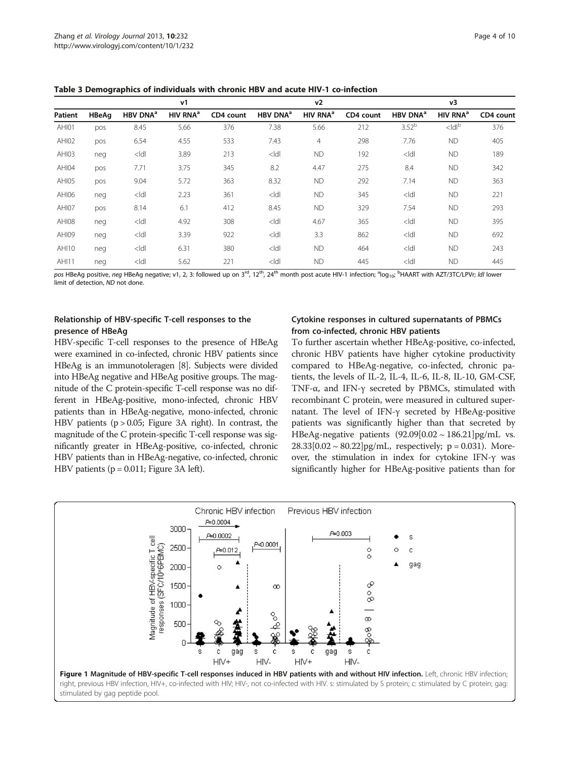**Table 3 Demographics of individuals with chronic HBV and acute HIV-1 co-infection**

| | | v1 | | | v2 | | | v3 | | |
|---|---|---|---|---|---|---|---|---|---|---|
| Patient | HBeAg | HBV DNA[a] | HIV RNA[a] | CD4 count | HBV DNA[a] | HIV RNA[a] | CD4 count | HBV DNA[a] | HIV RNA[a] | CD4 count |
| AHI01 | pos | 8.45 | 5.66 | 376 | 7.38 | 5.66 | 212 | 3.52[b] | <ldl[b] | 376 |
| AHI02 | pos | 6.54 | 4.55 | 533 | 7.43 | 4 | 298 | 7.76 | ND | 405 |
| AHI03 | neg | <ldl | 3.89 | 213 | <ldl | ND | 192 | <ldl | ND | 189 |
| AHI04 | pos | 7.71 | 3.75 | 345 | 8.2 | 4.47 | 275 | 8.4 | ND | 342 |
| AHI05 | pos | 9.04 | 5.72 | 363 | 8.32 | ND | 292 | 7.14 | ND | 363 |
| AHI06 | neg | <ldl | 2.23 | 361 | <ldl | ND | 345 | <ldl | ND | 221 |
| AHI07 | pos | 8.14 | 6.1 | 412 | 8.45 | ND | 329 | 7.54 | ND | 293 |
| AHI08 | neg | <ldl | 4.92 | 308 | <ldl | 4.67 | 365 | <ldl | ND | 395 |
| AHI09 | neg | <ldl | 3.39 | 922 | <ldl | 3.3 | 862 | <ldl | ND | 692 |
| AHI10 | neg | <ldl | 6.31 | 380 | <ldl | ND | 464 | <ldl | ND | 243 |
| AHI11 | neg | <ldl | 5.62 | 221 | <ldl | ND | 445 | <ldl | ND | 445 |

*pos* HBeAg positive, *neg* HBeAg negative; v1, 2, 3: followed up on 3rd, 12th, 24th month post acute HIV-1 infection; [a]$\log_{10}$; [b]HAART with AZT/3TC/LPVr; *ldl* lower limit of detection, *ND* not done.

### Relationship of HBV-specific T-cell responses to the presence of HBeAg

HBV-specific T-cell responses to the presence of HBeAg were examined in co-infected, chronic HBV patients since HBeAg is an immunotoleragen [8]. Subjects were divided into HBeAg negative and HBeAg positive groups. The magnitude of the C protein-specific T-cell response was no different in HBeAg-positive, mono-infected, chronic HBV patients than in HBeAg-negative, mono-infected, chronic HBV patients ($p > 0.05$; Figure 3A right). In contrast, the magnitude of the C protein-specific T-cell response was significantly greater in HBeAg-positive, co-infected, chronic HBV patients than in HBeAg-negative, co-infected, chronic HBV patients ($p = 0.011$; Figure 3A left).

### Cytokine responses in cultured supernatants of PBMCs from co-infected, chronic HBV patients

To further ascertain whether HBeAg-positive, co-infected, chronic HBV patients have higher cytokine productivity compared to HBeAg-negative, co-infected, chronic patients, the levels of IL-2, IL-4, IL-6, IL-8, IL-10, GM-CSF, TNF-α, and IFN-γ secreted by PBMCs, stimulated with recombinant C protein, were measured in cultured supernatant. The level of IFN-γ secreted by HBeAg-positive patients was significantly higher than that secreted by HBeAg-negative patients (92.09[0.02 ~ 186.21]pg/mL vs. 28.33[0.02 ~ 80.22]pg/mL, respectively; $p = 0.031$). Moreover, the stimulation in index for cytokine IFN-γ was significantly higher for HBeAg-positive patients than for

**Figure 1 Magnitude of HBV-specific T-cell responses induced in HBV patients with and without HIV infection.** Left, chronic HBV infection; right, previous HBV infection, HIV+, co-infected with HIV; HIV-, not co-infected with HIV. s: stimulated by S protein; c: stimulated by C protein; gag: stimulated by gag peptide pool.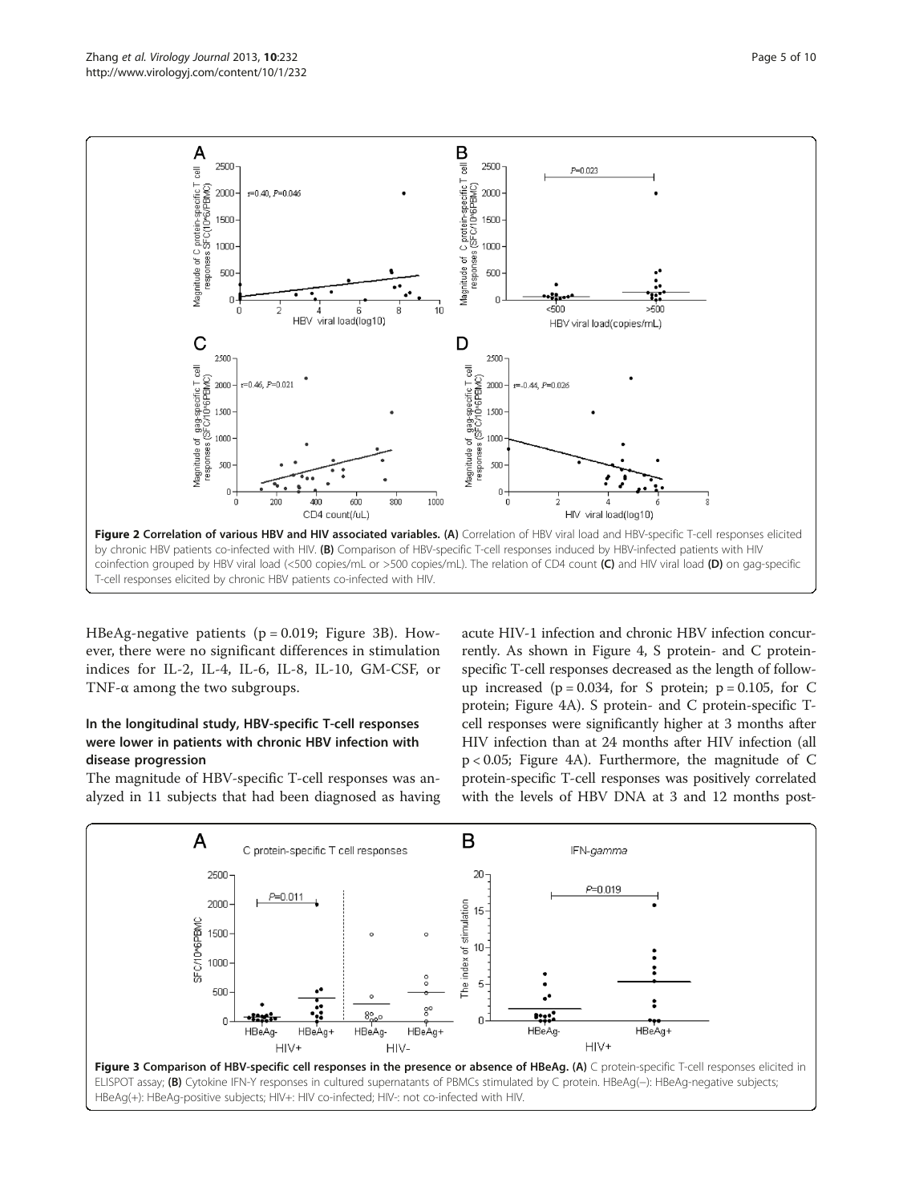Figure 2 Correlation of various HBV and HIV associated variables. (A) Correlation of HBV viral load and HBV-specific T-cell responses elicited by chronic HBV patients co-infected with HIV. (B) Comparison of HBV-specific T-cell responses induced by HBV-infected patients with HIV coinfection grouped by HBV viral load (<500 copies/mL or >500 copies/mL). The relation of CD4 count (C) and HIV viral load (D) on gag-specific T-cell responses elicited by chronic HBV patients co-infected with HIV.

HBeAg-negative patients ($p = 0.019$; Figure 3B). However, there were no significant differences in stimulation indices for IL-2, IL-4, IL-6, IL-8, IL-10, GM-CSF, or TNF-α among the two subgroups.

### In the longitudinal study, HBV-specific T-cell responses were lower in patients with chronic HBV infection with disease progression

The magnitude of HBV-specific T-cell responses was analyzed in 11 subjects that had been diagnosed as having acute HIV-1 infection and chronic HBV infection concurrently. As shown in Figure 4, S protein- and C protein-specific T-cell responses decreased as the length of follow-up increased ($p = 0.034$, for S protein; $p = 0.105$, for C protein; Figure 4A). S protein- and C protein-specific T-cell responses were significantly higher at 3 months after HIV infection than at 24 months after HIV infection (all $p < 0.05$; Figure 4A). Furthermore, the magnitude of C protein-specific T-cell responses was positively correlated with the levels of HBV DNA at 3 and 12 months post-

Figure 3 Comparison of HBV-specific cell responses in the presence or absence of HBeAg. (A) C protein-specific T-cell responses elicited in ELISPOT assay; (B) Cytokine IFN-Y responses in cultured supernatants of PBMCs stimulated by C protein. HBeAg(−): HBeAg-negative subjects; HBeAg(+): HBeAg-positive subjects; HIV+: HIV co-infected; HIV-: not co-infected with HIV.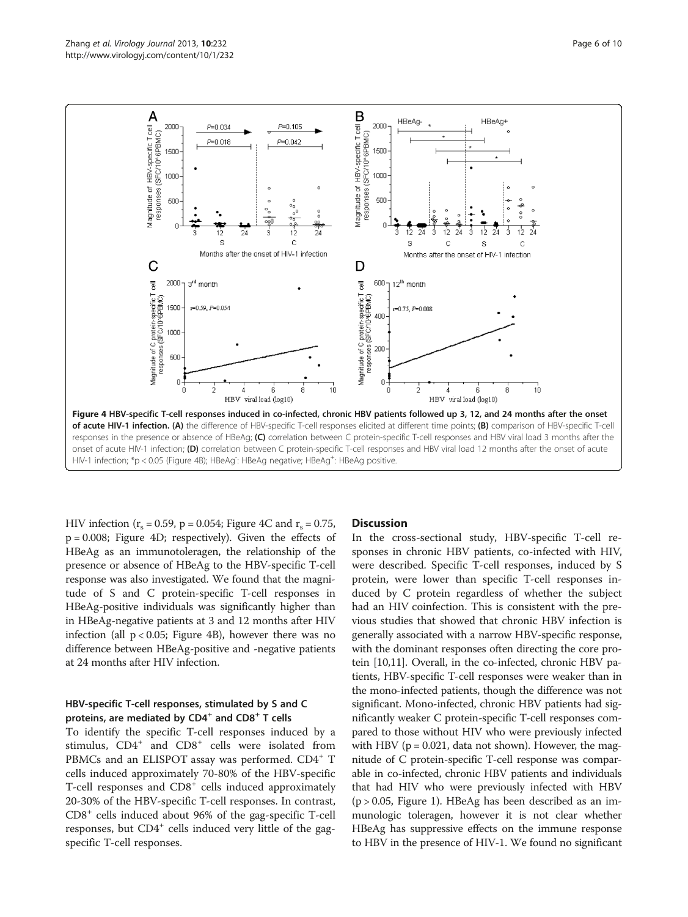**Figure 4 HBV-specific T-cell responses induced in co-infected, chronic HBV patients followed up 3, 12, and 24 months after the onset of acute HIV-1 infection. (A)** the difference of HBV-specific T-cell responses elicited at different time points; **(B)** comparison of HBV-specific T-cell responses in the presence or absence of HBeAg; **(C)** correlation between C protein-specific T-cell responses and HBV viral load 3 months after the onset of acute HIV-1 infection; **(D)** correlation between C protein-specific T-cell responses and HBV viral load 12 months after the onset of acute HIV-1 infection; *p < 0.05 (Figure 4B); HBeAg$^-$: HBeAg negative; HBeAg$^+$: HBeAg positive.

HIV infection ($r_s = 0.59$, $p = 0.054$; Figure 4C and $r_s = 0.75$, $p = 0.008$; Figure 4D; respectively). Given the effects of HBeAg as an immunotoleragen, the relationship of the presence or absence of HBeAg to the HBV-specific T-cell response was also investigated. We found that the magnitude of S and C protein-specific T-cell responses in HBeAg-positive individuals was significantly higher than in HBeAg-negative patients at 3 and 12 months after HIV infection (all $p < 0.05$; Figure 4B), however there was no difference between HBeAg-positive and -negative patients at 24 months after HIV infection.

### HBV-specific T-cell responses, stimulated by S and C proteins, are mediated by $CD4^+$ and $CD8^+$ T cells

To identify the specific T-cell responses induced by a stimulus, $CD4^+$ and $CD8^+$ cells were isolated from PBMCs and an ELISPOT assay was performed. $CD4^+$ T cells induced approximately 70-80% of the HBV-specific T-cell responses and $CD8^+$ cells induced approximately 20-30% of the HBV-specific T-cell responses. In contrast, $CD8^+$ cells induced about 96% of the gag-specific T-cell responses, but $CD4^+$ cells induced very little of the gag-specific T-cell responses.

## Discussion

In the cross-sectional study, HBV-specific T-cell responses in chronic HBV patients, co-infected with HIV, were described. Specific T-cell responses, induced by S protein, were lower than specific T-cell responses induced by C protein regardless of whether the subject had an HIV coinfection. This is consistent with the previous studies that showed that chronic HBV infection is generally associated with a narrow HBV-specific response, with the dominant responses often directing the core protein [10,11]. Overall, in the co-infected, chronic HBV patients, HBV-specific T-cell responses were weaker than in the mono-infected patients, though the difference was not significant. Mono-infected, chronic HBV patients had significantly weaker C protein-specific T-cell responses compared to those without HIV who were previously infected with HBV ($p = 0.021$, data not shown). However, the magnitude of C protein-specific T-cell response was comparable in co-infected, chronic HBV patients and individuals that had HIV who were previously infected with HBV ($p > 0.05$, Figure 1). HBeAg has been described as an immunologic toleragen, however it is not clear whether HBeAg has suppressive effects on the immune response to HBV in the presence of HIV-1. We found no significant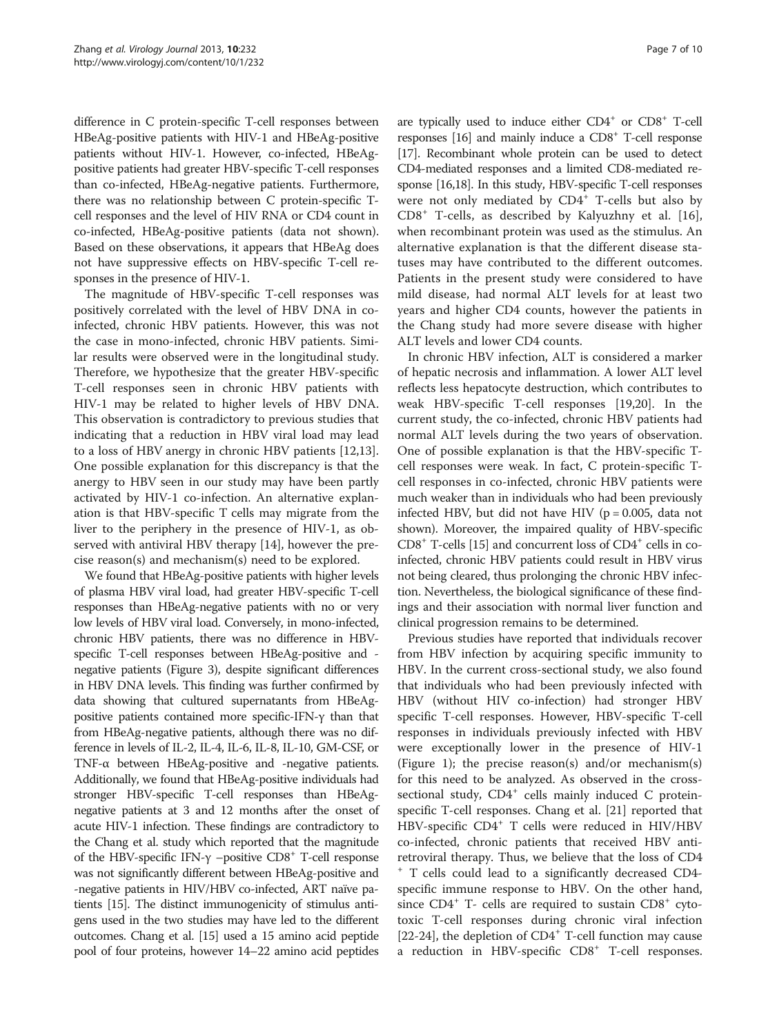difference in C protein-specific T-cell responses between HBeAg-positive patients with HIV-1 and HBeAg-positive patients without HIV-1. However, co-infected, HBeAg-positive patients had greater HBV-specific T-cell responses than co-infected, HBeAg-negative patients. Furthermore, there was no relationship between C protein-specific T-cell responses and the level of HIV RNA or CD4 count in co-infected, HBeAg-positive patients (data not shown). Based on these observations, it appears that HBeAg does not have suppressive effects on HBV-specific T-cell responses in the presence of HIV-1.

The magnitude of HBV-specific T-cell responses was positively correlated with the level of HBV DNA in co-infected, chronic HBV patients. However, this was not the case in mono-infected, chronic HBV patients. Similar results were observed were in the longitudinal study. Therefore, we hypothesize that the greater HBV-specific T-cell responses seen in chronic HBV patients with HIV-1 may be related to higher levels of HBV DNA. This observation is contradictory to previous studies that indicating that a reduction in HBV viral load may lead to a loss of HBV anergy in chronic HBV patients [12,13]. One possible explanation for this discrepancy is that the anergy to HBV seen in our study may have been partly activated by HIV-1 co-infection. An alternative explanation is that HBV-specific T cells may migrate from the liver to the periphery in the presence of HIV-1, as observed with antiviral HBV therapy [14], however the precise reason(s) and mechanism(s) need to be explored.

We found that HBeAg-positive patients with higher levels of plasma HBV viral load, had greater HBV-specific T-cell responses than HBeAg-negative patients with no or very low levels of HBV viral load. Conversely, in mono-infected, chronic HBV patients, there was no difference in HBV-specific T-cell responses between HBeAg-positive and -negative patients (Figure 3), despite significant differences in HBV DNA levels. This finding was further confirmed by data showing that cultured supernatants from HBeAg-positive patients contained more specific-IFN-γ than that from HBeAg-negative patients, although there was no difference in levels of IL-2, IL-4, IL-6, IL-8, IL-10, GM-CSF, or TNF-α between HBeAg-positive and -negative patients. Additionally, we found that HBeAg-positive individuals had stronger HBV-specific T-cell responses than HBeAg-negative patients at 3 and 12 months after the onset of acute HIV-1 infection. These findings are contradictory to the Chang et al. study which reported that the magnitude of the HBV-specific IFN-γ –positive $CD8^+$ T-cell response was not significantly different between HBeAg-positive and -negative patients in HIV/HBV co-infected, ART naïve patients [15]. The distinct immunogenicity of stimulus antigens used in the two studies may have led to the different outcomes. Chang et al. [15] used a 15 amino acid peptide pool of four proteins, however 14–22 amino acid peptides are typically used to induce either $CD4^+$ or $CD8^+$ T-cell responses [16] and mainly induce a $CD8^+$ T-cell response [17]. Recombinant whole protein can be used to detect CD4-mediated responses and a limited CD8-mediated response [16,18]. In this study, HBV-specific T-cell responses were not only mediated by $CD4^+$ T-cells but also by $CD8^+$ T-cells, as described by Kalyuzhny et al. [16], when recombinant protein was used as the stimulus. An alternative explanation is that the different disease statuses may have contributed to the different outcomes. Patients in the present study were considered to have mild disease, had normal ALT levels for at least two years and higher CD4 counts, however the patients in the Chang study had more severe disease with higher ALT levels and lower CD4 counts.

In chronic HBV infection, ALT is considered a marker of hepatic necrosis and inflammation. A lower ALT level reflects less hepatocyte destruction, which contributes to weak HBV-specific T-cell responses [19,20]. In the current study, the co-infected, chronic HBV patients had normal ALT levels during the two years of observation. One of possible explanation is that the HBV-specific T-cell responses were weak. In fact, C protein-specific T-cell responses in co-infected, chronic HBV patients were much weaker than in individuals who had been previously infected HBV, but did not have HIV ($p = 0.005$, data not shown). Moreover, the impaired quality of HBV-specific $CD8^+$ T-cells [15] and concurrent loss of $CD4^+$ cells in co-infected, chronic HBV patients could result in HBV virus not being cleared, thus prolonging the chronic HBV infection. Nevertheless, the biological significance of these findings and their association with normal liver function and clinical progression remains to be determined.

Previous studies have reported that individuals recover from HBV infection by acquiring specific immunity to HBV. In the current cross-sectional study, we also found that individuals who had been previously infected with HBV (without HIV co-infection) had stronger HBV specific T-cell responses. However, HBV-specific T-cell responses in individuals previously infected with HBV were exceptionally lower in the presence of HIV-1 (Figure 1); the precise reason(s) and/or mechanism(s) for this need to be analyzed. As observed in the cross-sectional study, $CD4^+$ cells mainly induced C protein-specific T-cell responses. Chang et al. [21] reported that HBV-specific $CD4^+$ T cells were reduced in HIV/HBV co-infected, chronic patients that received HBV antiretroviral therapy. Thus, we believe that the loss of $CD4^+$ T cells could lead to a significantly decreased CD4-specific immune response to HBV. On the other hand, since $CD4^+$ T- cells are required to sustain $CD8^+$ cytotoxic T-cell responses during chronic viral infection [22-24], the depletion of $CD4^+$ T-cell function may cause a reduction in HBV-specific $CD8^+$ T-cell responses.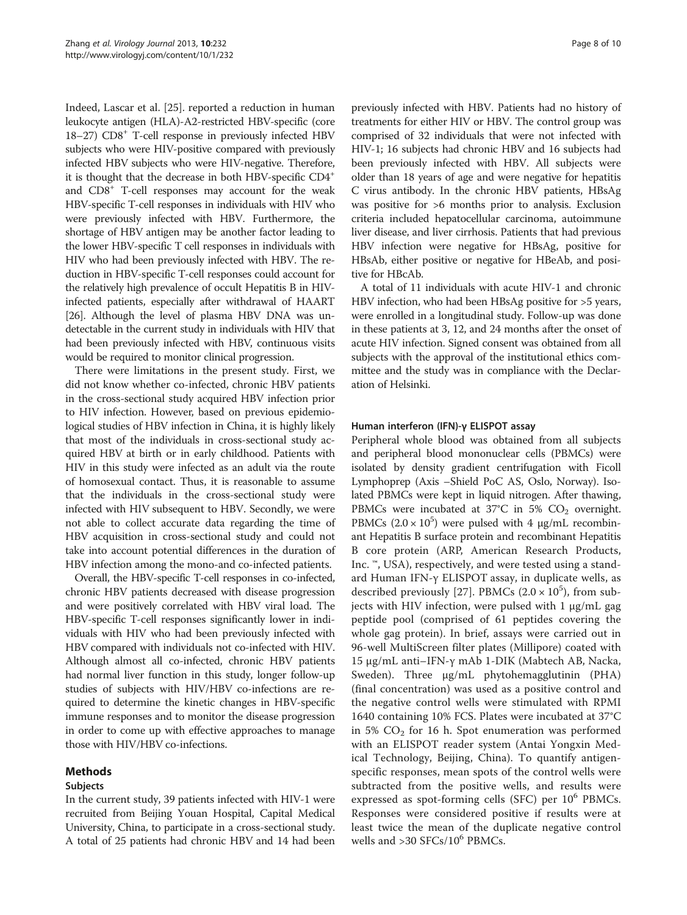Indeed, Lascar et al. [25]. reported a reduction in human leukocyte antigen (HLA)-A2-restricted HBV-specific (core 18–27) $CD8^+$ T-cell response in previously infected HBV subjects who were HIV-positive compared with previously infected HBV subjects who were HIV-negative. Therefore, it is thought that the decrease in both HBV-specific $CD4^+$ and $CD8^+$ T-cell responses may account for the weak HBV-specific T-cell responses in individuals with HIV who were previously infected with HBV. Furthermore, the shortage of HBV antigen may be another factor leading to the lower HBV-specific T cell responses in individuals with HIV who had been previously infected with HBV. The reduction in HBV-specific T-cell responses could account for the relatively high prevalence of occult Hepatitis B in HIV-infected patients, especially after withdrawal of HAART [26]. Although the level of plasma HBV DNA was undetectable in the current study in individuals with HIV that had been previously infected with HBV, continuous visits would be required to monitor clinical progression.

There were limitations in the present study. First, we did not know whether co-infected, chronic HBV patients in the cross-sectional study acquired HBV infection prior to HIV infection. However, based on previous epidemiological studies of HBV infection in China, it is highly likely that most of the individuals in cross-sectional study acquired HBV at birth or in early childhood. Patients with HIV in this study were infected as an adult via the route of homosexual contact. Thus, it is reasonable to assume that the individuals in the cross-sectional study were infected with HIV subsequent to HBV. Secondly, we were not able to collect accurate data regarding the time of HBV acquisition in cross-sectional study and could not take into account potential differences in the duration of HBV infection among the mono-and co-infected patients.

Overall, the HBV-specific T-cell responses in co-infected, chronic HBV patients decreased with disease progression and were positively correlated with HBV viral load. The HBV-specific T-cell responses significantly lower in individuals with HIV who had been previously infected with HBV compared with individuals not co-infected with HIV. Although almost all co-infected, chronic HBV patients had normal liver function in this study, longer follow-up studies of subjects with HIV/HBV co-infections are required to determine the kinetic changes in HBV-specific immune responses and to monitor the disease progression in order to come up with effective approaches to manage those with HIV/HBV co-infections.

## Methods

### Subjects

In the current study, 39 patients infected with HIV-1 were recruited from Beijing Youan Hospital, Capital Medical University, China, to participate in a cross-sectional study. A total of 25 patients had chronic HBV and 14 had been previously infected with HBV. Patients had no history of treatments for either HIV or HBV. The control group was comprised of 32 individuals that were not infected with HIV-1; 16 subjects had chronic HBV and 16 subjects had been previously infected with HBV. All subjects were older than 18 years of age and were negative for hepatitis C virus antibody. In the chronic HBV patients, HBsAg was positive for >6 months prior to analysis. Exclusion criteria included hepatocellular carcinoma, autoimmune liver disease, and liver cirrhosis. Patients that had previous HBV infection were negative for HBsAg, positive for HBsAb, either positive or negative for HBeAb, and positive for HBcAb.

A total of 11 individuals with acute HIV-1 and chronic HBV infection, who had been HBsAg positive for >5 years, were enrolled in a longitudinal study. Follow-up was done in these patients at 3, 12, and 24 months after the onset of acute HIV infection. Signed consent was obtained from all subjects with the approval of the institutional ethics committee and the study was in compliance with the Declaration of Helsinki.

### Human interferon (IFN)-γ ELISPOT assay

Peripheral whole blood was obtained from all subjects and peripheral blood mononuclear cells (PBMCs) were isolated by density gradient centrifugation with Ficoll Lymphoprep (Axis –Shield PoC AS, Oslo, Norway). Isolated PBMCs were kept in liquid nitrogen. After thawing, PBMCs were incubated at 37°C in 5% $CO_2$ overnight. PBMCs ($2.0 \times 10^5$) were pulsed with 4 μg/mL recombinant Hepatitis B surface protein and recombinant Hepatitis B core protein (ARP, American Research Products, Inc. ™, USA), respectively, and were tested using a standard Human IFN-γ ELISPOT assay, in duplicate wells, as described previously [27]. PBMCs ($2.0 \times 10^5$), from subjects with HIV infection, were pulsed with 1 μg/mL gag peptide pool (comprised of 61 peptides covering the whole gag protein). In brief, assays were carried out in 96-well MultiScreen filter plates (Millipore) coated with 15 μg/mL anti–IFN-γ mAb 1-DIK (Mabtech AB, Nacka, Sweden). Three μg/mL phytohemagglutinin (PHA) (final concentration) was used as a positive control and the negative control wells were stimulated with RPMI 1640 containing 10% FCS. Plates were incubated at 37°C in 5% $CO_2$ for 16 h. Spot enumeration was performed with an ELISPOT reader system (Antai Yongxin Medical Technology, Beijing, China). To quantify antigen-specific responses, mean spots of the control wells were subtracted from the positive wells, and results were expressed as spot-forming cells (SFC) per $10^6$ PBMCs. Responses were considered positive if results were at least twice the mean of the duplicate negative control wells and >30 SFCs/$10^6$ PBMCs.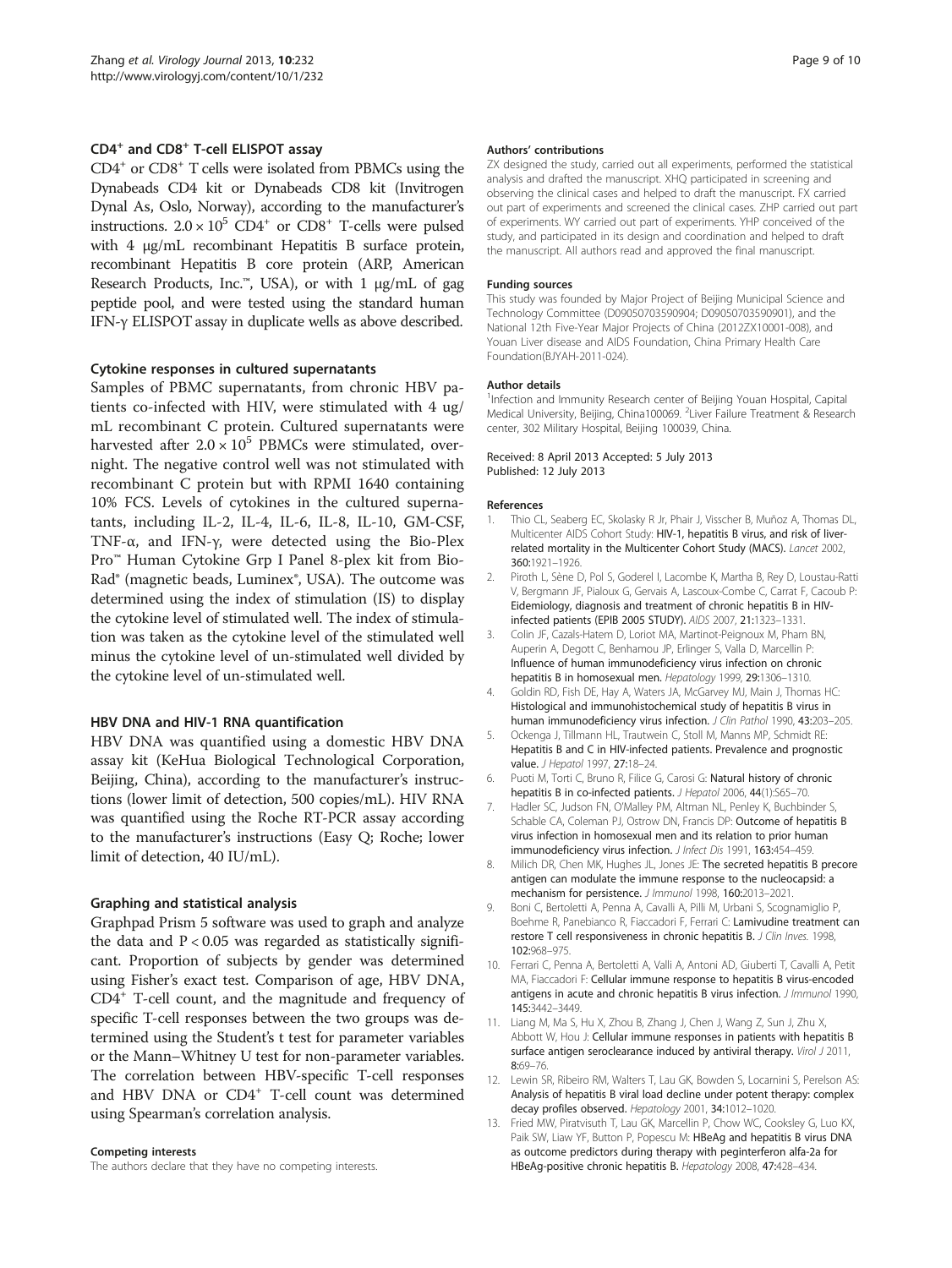### $CD4^+$ and $CD8^+$ T-cell ELISPOT assay

$CD4^+$ or $CD8^+$ T cells were isolated from PBMCs using the Dynabeads CD4 kit or Dynabeads CD8 kit (Invitrogen Dynal As, Oslo, Norway), according to the manufacturer's instructions. $2.0 \times 10^5$ $CD4^+$ or $CD8^+$ T-cells were pulsed with 4 μg/mL recombinant Hepatitis B surface protein, recombinant Hepatitis B core protein (ARP, American Research Products, Inc.™, USA), or with 1 μg/mL of gag peptide pool, and were tested using the standard human IFN-γ ELISPOT assay in duplicate wells as above described.

### Cytokine responses in cultured supernatants

Samples of PBMC supernatants, from chronic HBV patients co-infected with HIV, were stimulated with 4 ug/mL recombinant C protein. Cultured supernatants were harvested after $2.0 \times 10^5$ PBMCs were stimulated, overnight. The negative control well was not stimulated with recombinant C protein but with RPMI 1640 containing 10% FCS. Levels of cytokines in the cultured supernatants, including IL-2, IL-4, IL-6, IL-8, IL-10, GM-CSF, TNF-α, and IFN-γ, were detected using the Bio-Plex Pro™ Human Cytokine Grp I Panel 8-plex kit from Bio-Rad® (magnetic beads, Luminex®, USA). The outcome was determined using the index of stimulation (IS) to display the cytokine level of stimulated well. The index of stimulation was taken as the cytokine level of the stimulated well minus the cytokine level of un-stimulated well divided by the cytokine level of un-stimulated well.

### HBV DNA and HIV-1 RNA quantification

HBV DNA was quantified using a domestic HBV DNA assay kit (KeHua Biological Technological Corporation, Beijing, China), according to the manufacturer's instructions (lower limit of detection, 500 copies/mL). HIV RNA was quantified using the Roche RT-PCR assay according to the manufacturer's instructions (Easy Q; Roche; lower limit of detection, 40 IU/mL).

### Graphing and statistical analysis

Graphpad Prism 5 software was used to graph and analyze the data and $P < 0.05$ was regarded as statistically significant. Proportion of subjects by gender was determined using Fisher's exact test. Comparison of age, HBV DNA, $CD4^+$ T-cell count, and the magnitude and frequency of specific T-cell responses between the two groups was determined using the Student's t test for parameter variables or the Mann–Whitney U test for non-parameter variables. The correlation between HBV-specific T-cell responses and HBV DNA or $CD4^+$ T-cell count was determined using Spearman's correlation analysis.

#### Competing interests

The authors declare that they have no competing interests.

#### Authors' contributions

ZX designed the study, carried out all experiments, performed the statistical analysis and drafted the manuscript. XHQ participated in screening and observing the clinical cases and helped to draft the manuscript. FX carried out part of experiments and screened the clinical cases. ZHP carried out part of experiments. WY carried out part of experiments. YHP conceived of the study, and participated in its design and coordination and helped to draft the manuscript. All authors read and approved the final manuscript.

#### Funding sources

This study was founded by Major Project of Beijing Municipal Science and Technology Committee (D09050703590904; D09050703590901), and the National 12th Five-Year Major Projects of China (2012ZX10001-008), and Youan Liver disease and AIDS Foundation, China Primary Health Care Foundation(BJYAH-2011-024).

#### Author details

[1]Infection and Immunity Research center of Beijing Youan Hospital, Capital Medical University, Beijing, China100069. [2]Liver Failure Treatment & Research center, 302 Military Hospital, Beijing 100039, China.

Received: 8 April 2013 Accepted: 5 July 2013
Published: 12 July 2013

#### References

1. Thio CL, Seaberg EC, Skolasky R Jr, Phair J, Visscher B, Muñoz A, Thomas DL, Multicenter AIDS Cohort Study: **HIV-1, hepatitis B virus, and risk of liver-related mortality in the Multicenter Cohort Study (MACS).** *Lancet* 2002, **360:**1921–1926.
2. Piroth L, Sène D, Pol S, Goderel I, Lacombe K, Martha B, Rey D, Loustau-Ratti V, Bergmann JF, Pialoux G, Gervais A, Lascoux-Combe C, Carrat F, Cacoub P: **Eidemiology, diagnosis and treatment of chronic hepatitis B in HIV-infected patients (EPIB 2005 STUDY).** *AIDS* 2007, **21:**1323–1331.
3. Colin JF, Cazals-Hatem D, Loriot MA, Martinot-Peignoux M, Pham BN, Auperin A, Degott C, Benhamou JP, Erlinger S, Valla D, Marcellin P: **Influence of human immunodeficiency virus infection on chronic hepatitis B in homosexual men.** *Hepatology* 1999, **29:**1306–1310.
4. Goldin RD, Fish DE, Hay A, Waters JA, McGarvey MJ, Main J, Thomas HC: **Histological and immunohistochemical study of hepatitis B virus in human immunodeficiency virus infection.** *J Clin Pathol* 1990, **43:**203–205.
5. Ockenga J, Tillmann HL, Trautwein C, Stoll M, Manns MP, Schmidt RE: **Hepatitis B and C in HIV-infected patients. Prevalence and prognostic value.** *J Hepatol* 1997, **27:**18–24.
6. Puoti M, Torti C, Bruno R, Filice G, Carosi G: **Natural history of chronic hepatitis B in co-infected patients.** *J Hepatol* 2006, **44**(1):S65–70.
7. Hadler SC, Judson FN, O'Malley PM, Altman NL, Penley K, Buchbinder S, Schable CA, Coleman PJ, Ostrow DN, Francis DP: **Outcome of hepatitis B virus infection in homosexual men and its relation to prior human immunodeficiency virus infection.** *J Infect Dis* 1991, **163:**454–459.
8. Milich DR, Chen MK, Hughes JL, Jones JE: **The secreted hepatitis B precore antigen can modulate the immune response to the nucleocapsid: a mechanism for persistence.** *J Immunol* 1998, **160:**2013–2021.
9. Boni C, Bertoletti A, Penna A, Cavalli A, Pilli M, Urbani S, Scognamiglio P, Boehme R, Panebianco R, Fiaccadori F, Ferrari C: **Lamivudine treatment can restore T cell responsiveness in chronic hepatitis B.** *J Clin Inves.* 1998, **102:**968–975.
10. Ferrari C, Penna A, Bertoletti A, Valli A, Antoni AD, Giuberti T, Cavalli A, Petit MA, Fiaccadori F: **Cellular immune response to hepatitis B virus-encoded antigens in acute and chronic hepatitis B virus infection.** *J Immunol* 1990, **145:**3442–3449.
11. Liang M, Ma S, Hu X, Zhou B, Zhang J, Chen J, Wang Z, Sun J, Zhu X, Abbott W, Hou J: **Cellular immune responses in patients with hepatitis B surface antigen seroclearance induced by antiviral therapy.** *Virol J* 2011, **8:**69–76.
12. Lewin SR, Ribeiro RM, Walters T, Lau GK, Bowden S, Locarnini S, Perelson AS: **Analysis of hepatitis B viral load decline under potent therapy: complex decay profiles observed.** *Hepatology* 2001, **34:**1012–1020.
13. Fried MW, Piratvisuth T, Lau GK, Marcellin P, Chow WC, Cooksley G, Luo KX, Paik SW, Liaw YF, Button P, Popescu M: **HBeAg and hepatitis B virus DNA as outcome predictors during therapy with peginterferon alfa-2a for HBeAg-positive chronic hepatitis B.** *Hepatology* 2008, **47:**428–434.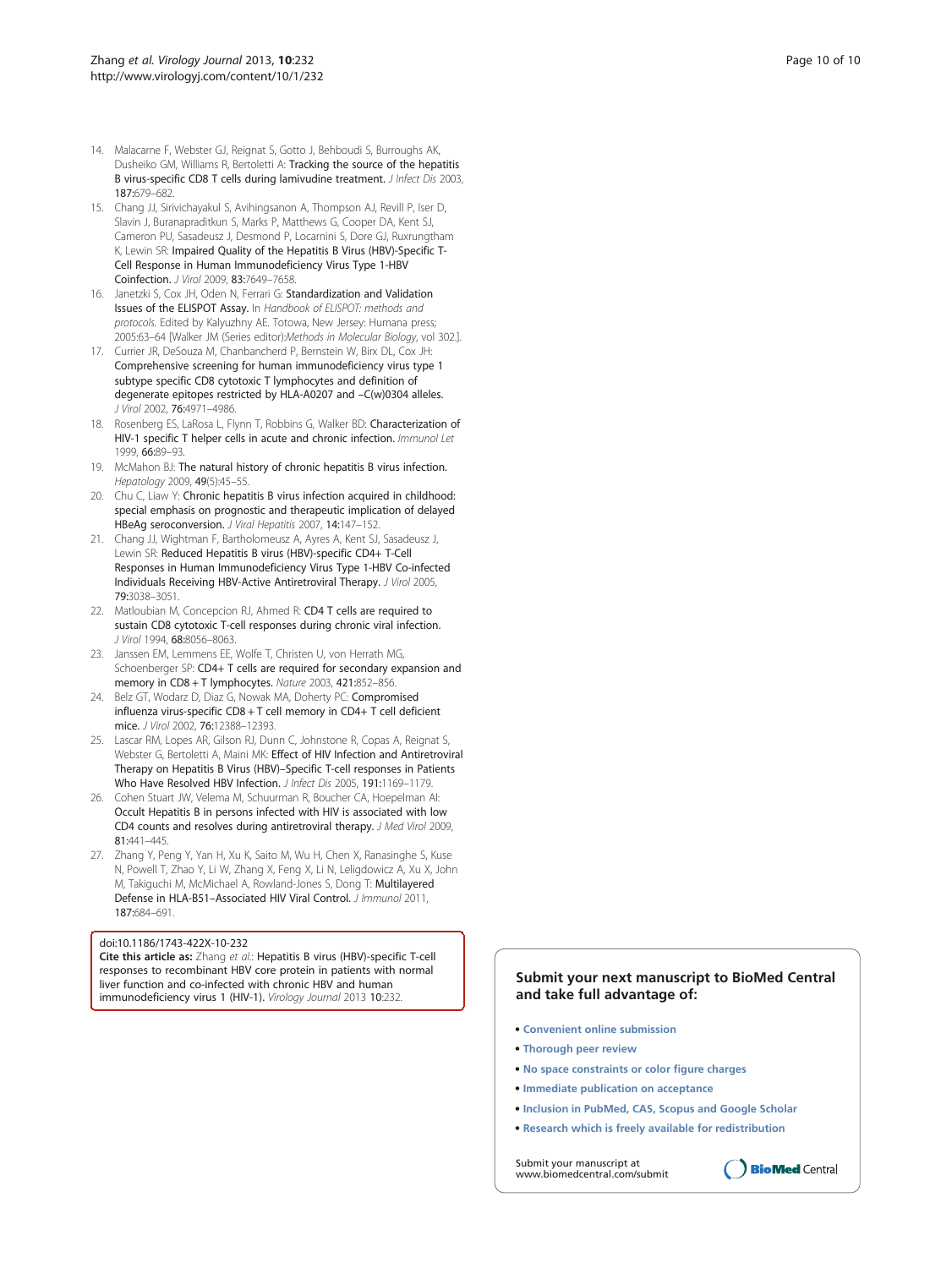14. Malacarne F, Webster GJ, Reignat S, Gotto J, Behboudi S, Burroughs AK, Dusheiko GM, Williams R, Bertoletti A: **Tracking the source of the hepatitis B virus-specific CD8 T cells during lamivudine treatment.** *J Infect Dis* 2003, **187:**679–682.
15. Chang JJ, Sirivichayakul S, Avihingsanon A, Thompson AJ, Revill P, Iser D, Slavin J, Buranapraditkun S, Marks P, Matthews G, Cooper DA, Kent SJ, Cameron PU, Sasadeusz J, Desmond P, Locarnini S, Dore GJ, Ruxrungtham K, Lewin SR: **Impaired Quality of the Hepatitis B Virus (HBV)-Specific T-Cell Response in Human Immunodeficiency Virus Type 1-HBV Coinfection.** *J Virol* 2009, **83:**7649–7658.
16. Janetzki S, Cox JH, Oden N, Ferrari G: **Standardization and Validation Issues of the ELISPOT Assay.** In *Handbook of ELISPOT: methods and protocols.* Edited by Kalyuzhny AE. Totowa, New Jersey: Humana press; 2005:63–64 [Walker JM (Series editor):*Methods in Molecular Biology*, vol 302.].
17. Currier JR, DeSouza M, Chanbancherd P, Bernstein W, Birx DL, Cox JH: **Comprehensive screening for human immunodeficiency virus type 1 subtype specific CD8 cytotoxic T lymphocytes and definition of degenerate epitopes restricted by HLA-A0207 and –C(w)0304 alleles.** *J Virol* 2002, **76:**4971–4986.
18. Rosenberg ES, LaRosa L, Flynn T, Robbins G, Walker BD: **Characterization of HIV-1 specific T helper cells in acute and chronic infection.** *Immunol Let* 1999, **66:**89–93.
19. McMahon BJ: **The natural history of chronic hepatitis B virus infection.** *Hepatology* 2009, **49**(5):45–55.
20. Chu C, Liaw Y: **Chronic hepatitis B virus infection acquired in childhood: special emphasis on prognostic and therapeutic implication of delayed HBeAg seroconversion.** *J Viral Hepatitis* 2007, **14:**147–152.
21. Chang JJ, Wightman F, Bartholomeusz A, Ayres A, Kent SJ, Sasadeusz J, Lewin SR: **Reduced Hepatitis B virus (HBV)-specific CD4+ T-Cell Responses in Human Immunodeficiency Virus Type 1-HBV Co-infected Individuals Receiving HBV-Active Antiretroviral Therapy.** *J Virol* 2005, **79:**3038–3051.
22. Matloubian M, Concepcion RJ, Ahmed R: **CD4 T cells are required to sustain CD8 cytotoxic T-cell responses during chronic viral infection.** *J Virol* 1994, **68:**8056–8063.
23. Janssen EM, Lemmens EE, Wolfe T, Christen U, von Herrath MG, Schoenberger SP: **CD4+ T cells are required for secondary expansion and memory in CD8 + T lymphocytes.** *Nature* 2003, **421:**852–856.
24. Belz GT, Wodarz D, Diaz G, Nowak MA, Doherty PC: **Compromised influenza virus-specific CD8 + T cell memory in CD4+ T cell deficient mice.** *J Virol* 2002, **76:**12388–12393.
25. Lascar RM, Lopes AR, Gilson RJ, Dunn C, Johnstone R, Copas A, Reignat S, Webster G, Bertoletti A, Maini MK: **Effect of HIV Infection and Antiretroviral Therapy on Hepatitis B Virus (HBV)–Specific T-cell responses in Patients Who Have Resolved HBV Infection.** *J Infect Dis* 2005, **191:**1169–1179.
26. Cohen Stuart JW, Velema M, Schuurman R, Boucher CA, Hoepelman AI: **Occult Hepatitis B in persons infected with HIV is associated with low CD4 counts and resolves during antiretroviral therapy.** *J Med Virol* 2009, **81:**441–445.
27. Zhang Y, Peng Y, Yan H, Xu K, Saito M, Wu H, Chen X, Ranasinghe S, Kuse N, Powell T, Zhao Y, Li W, Zhang X, Feng X, Li N, Leligdowicz A, Xu X, John M, Takiguchi M, McMichael A, Rowland-Jones S, Dong T: **Multilayered Defense in HLA-B51–Associated HIV Viral Control.** *J Immunol* 2011, **187:**684–691.

doi:10.1186/1743-422X-10-232

**Cite this article as:** Zhang *et al.*: Hepatitis B virus (HBV)-specific T-cell responses to recombinant HBV core protein in patients with normal liver function and co-infected with chronic HBV and human immunodeficiency virus 1 (HIV-1). *Virology Journal* 2013 **10**:232.

**Submit your next manuscript to BioMed Central and take full advantage of:**

- **Convenient online submission**
- **Thorough peer review**
- **No space constraints or color figure charges**
- **Immediate publication on acceptance**
- **Inclusion in PubMed, CAS, Scopus and Google Scholar**
- **Research which is freely available for redistribution**

Submit your manuscript at
www.biomedcentral.com/submit

BioMed Central